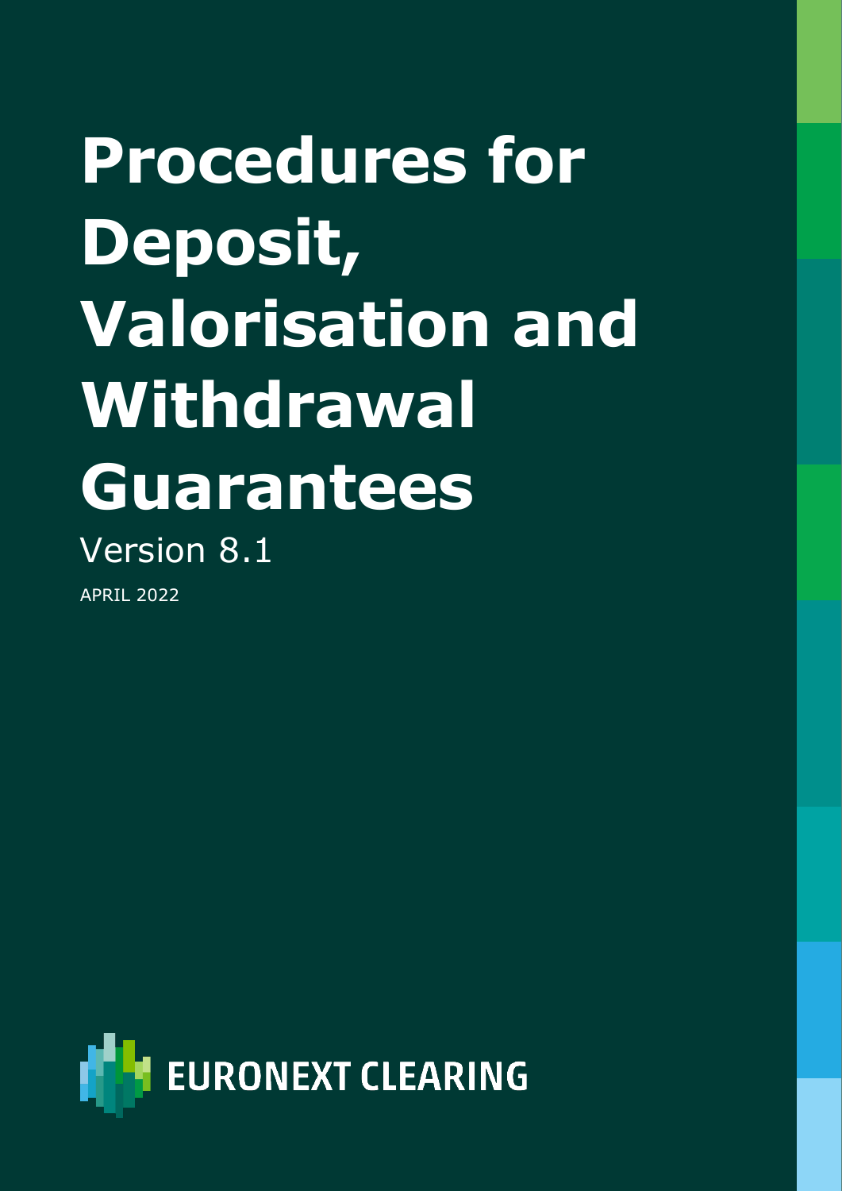# Procedures for Deposit, Valorisation and Withdrawal Guarantees

Version 8.1

APRIL 2022

EURONEXT CLEARING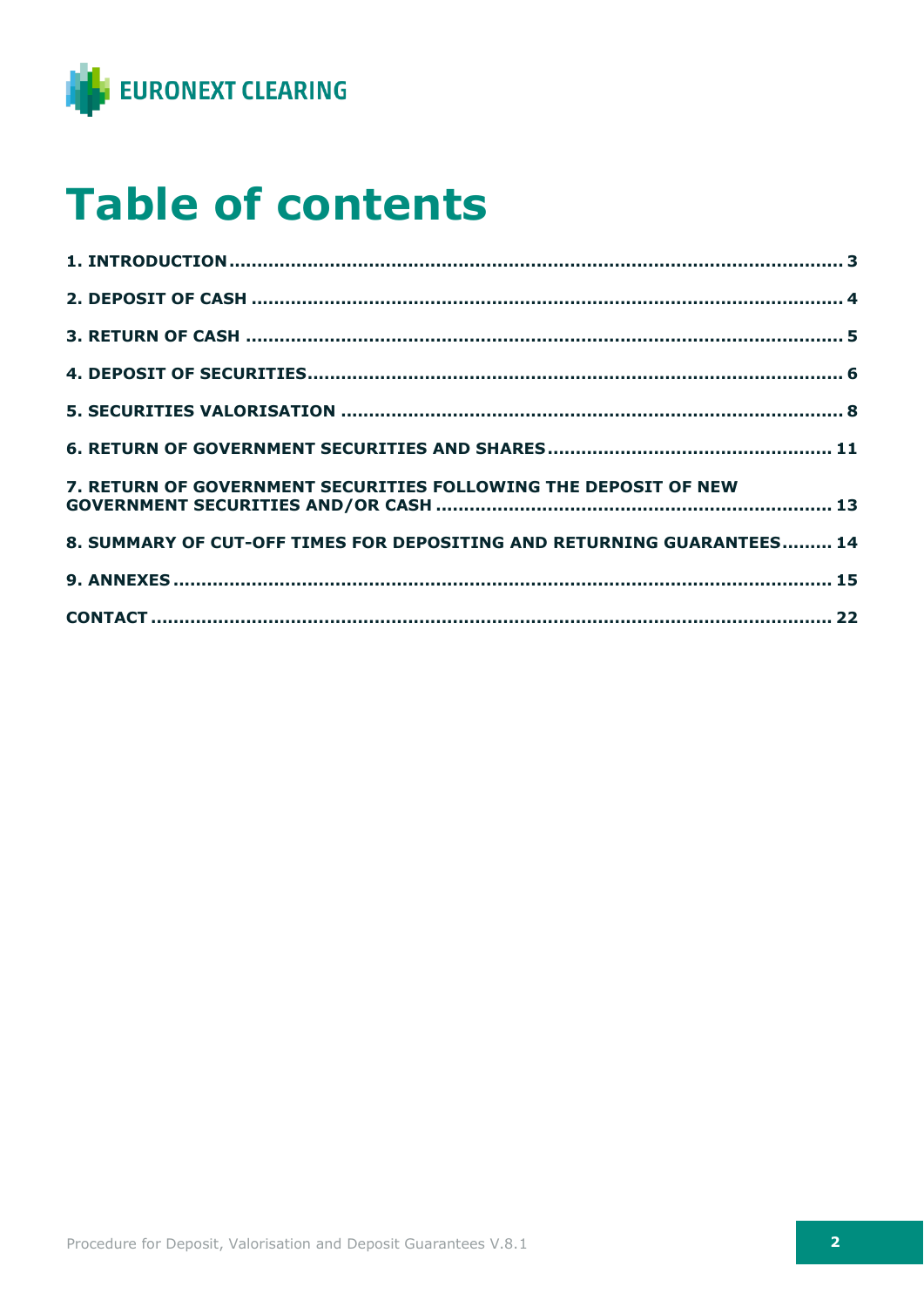# Table of contents

**1. INTRODUCTION** ........................................................................................................ **3**

**2. DEPOSIT OF CASH** ..................................................................................................... **4**

**3. RETURN OF CASH** ...................................................................................................... **5**

**4. DEPOSIT OF SECURITIES** ............................................................................................ **6**

**5. SECURITIES VALORISATION** ........................................................................................ **8**

**6. RETURN OF GOVERNMENT SECURITIES AND SHARES** ...................................................... **11**

**7. RETURN OF GOVERNMENT SECURITIES FOLLOWING THE DEPOSIT OF NEW GOVERNMENT SECURITIES AND/OR CASH** ...................................................................... **13**

**8. SUMMARY OF CUT-OFF TIMES FOR DEPOSITING AND RETURNING GUARANTEES** ......... **14**

**9. ANNEXES** ................................................................................................................ **15**

**CONTACT** .................................................................................................................... **22**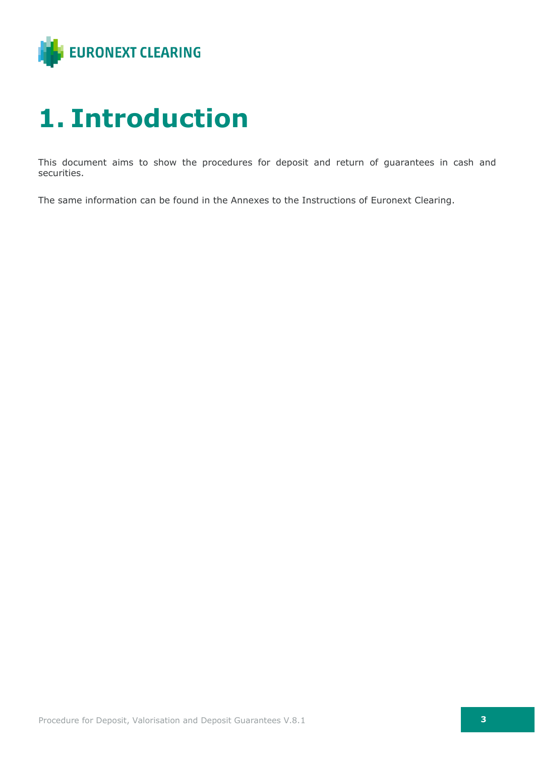# 1. Introduction

This document aims to show the procedures for deposit and return of guarantees in cash and securities.

The same information can be found in the Annexes to the Instructions of Euronext Clearing.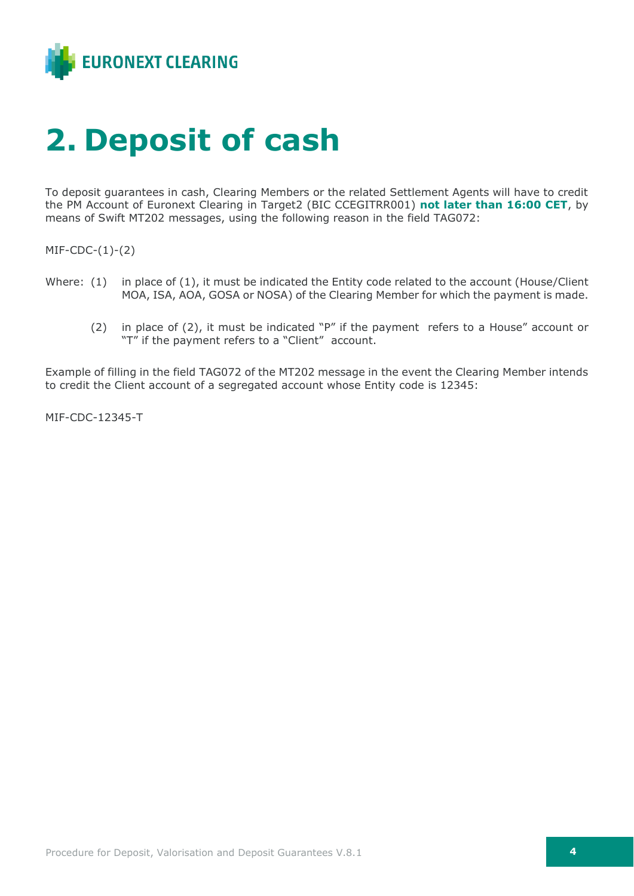# 2. Deposit of cash

To deposit guarantees in cash, Clearing Members or the related Settlement Agents will have to credit the PM Account of Euronext Clearing in Target2 (BIC CCEGITRR001) **not later than 16:00 CET**, by means of Swift MT202 messages, using the following reason in the field TAG072:

MIF-CDC-(1)-(2)

Where: (1) in place of (1), it must be indicated the Entity code related to the account (House/Client MOA, ISA, AOA, GOSA or NOSA) of the Clearing Member for which the payment is made.

(2) in place of (2), it must be indicated "P" if the payment refers to a House" account or "T" if the payment refers to a "Client" account.

Example of filling in the field TAG072 of the MT202 message in the event the Clearing Member intends to credit the Client account of a segregated account whose Entity code is 12345:

MIF-CDC-12345-T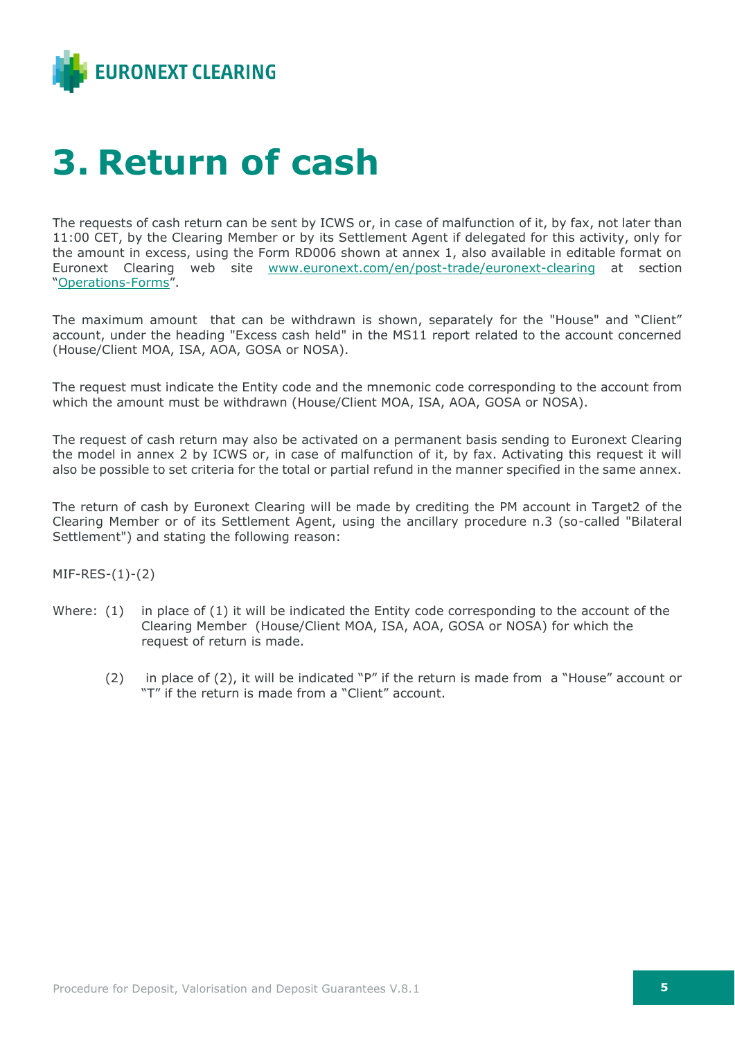# 3. Return of cash

The requests of cash return can be sent by ICWS or, in case of malfunction of it, by fax, not later than 11:00 CET, by the Clearing Member or by its Settlement Agent if delegated for this activity, only for the amount in excess, using the Form RD006 shown at annex 1, also available in editable format on Euronext Clearing web site [www.euronext.com/en/post-trade/euronext-clearing](www.euronext.com/en/post-trade/euronext-clearing) at section "Operations-Forms".

The maximum amount that can be withdrawn is shown, separately for the "House" and "Client" account, under the heading "Excess cash held" in the MS11 report related to the account concerned (House/Client MOA, ISA, AOA, GOSA or NOSA).

The request must indicate the Entity code and the mnemonic code corresponding to the account from which the amount must be withdrawn (House/Client MOA, ISA, AOA, GOSA or NOSA).

The request of cash return may also be activated on a permanent basis sending to Euronext Clearing the model in annex 2 by ICWS or, in case of malfunction of it, by fax. Activating this request it will also be possible to set criteria for the total or partial refund in the manner specified in the same annex.

The return of cash by Euronext Clearing will be made by crediting the PM account in Target2 of the Clearing Member or of its Settlement Agent, using the ancillary procedure n.3 (so-called "Bilateral Settlement") and stating the following reason:

MIF-RES-(1)-(2)

Where: (1) in place of (1) it will be indicated the Entity code corresponding to the account of the Clearing Member (House/Client MOA, ISA, AOA, GOSA or NOSA) for which the request of return is made.

(2) in place of (2), it will be indicated "P" if the return is made from a "House" account or "T" if the return is made from a "Client" account.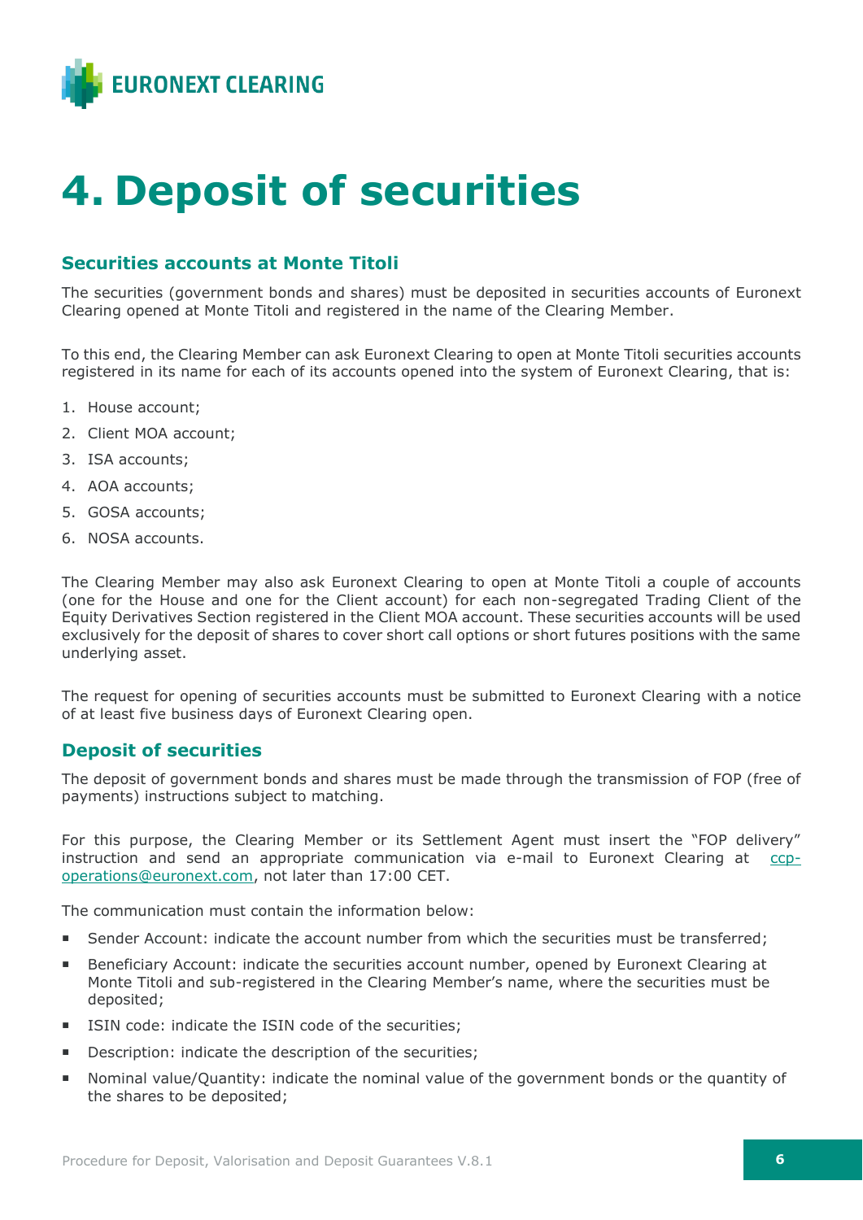# 4. Deposit of securities

## Securities accounts at Monte Titoli

The securities (government bonds and shares) must be deposited in securities accounts of Euronext Clearing opened at Monte Titoli and registered in the name of the Clearing Member.

To this end, the Clearing Member can ask Euronext Clearing to open at Monte Titoli securities accounts registered in its name for each of its accounts opened into the system of Euronext Clearing, that is:

1. House account;
2. Client MOA account;
3. ISA accounts;
4. AOA accounts;
5. GOSA accounts;
6. NOSA accounts.

The Clearing Member may also ask Euronext Clearing to open at Monte Titoli a couple of accounts (one for the House and one for the Client account) for each non-segregated Trading Client of the Equity Derivatives Section registered in the Client MOA account. These securities accounts will be used exclusively for the deposit of shares to cover short call options or short futures positions with the same underlying asset.

The request for opening of securities accounts must be submitted to Euronext Clearing with a notice of at least five business days of Euronext Clearing open.

## Deposit of securities

The deposit of government bonds and shares must be made through the transmission of FOP (free of payments) instructions subject to matching.

For this purpose, the Clearing Member or its Settlement Agent must insert the "FOP delivery" instruction and send an appropriate communication via e-mail to Euronext Clearing at ccp-operations@euronext.com, not later than 17:00 CET.

The communication must contain the information below:

- Sender Account: indicate the account number from which the securities must be transferred;
- Beneficiary Account: indicate the securities account number, opened by Euronext Clearing at Monte Titoli and sub-registered in the Clearing Member's name, where the securities must be deposited;
- ISIN code: indicate the ISIN code of the securities;
- Description: indicate the description of the securities;
- Nominal value/Quantity: indicate the nominal value of the government bonds or the quantity of the shares to be deposited;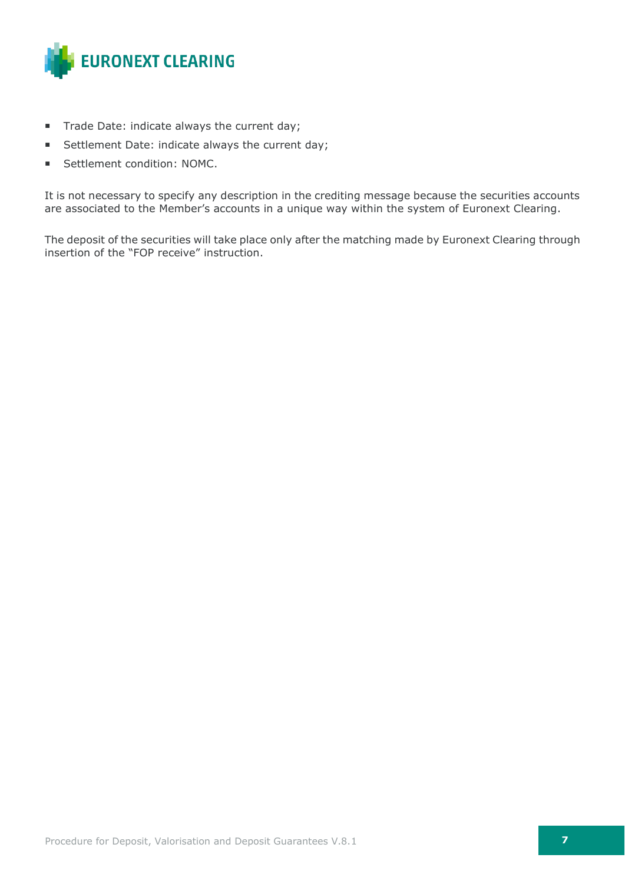- Trade Date: indicate always the current day;
- Settlement Date: indicate always the current day;
- Settlement condition: NOMC.

It is not necessary to specify any description in the crediting message because the securities accounts are associated to the Member's accounts in a unique way within the system of Euronext Clearing.

The deposit of the securities will take place only after the matching made by Euronext Clearing through insertion of the "FOP receive" instruction.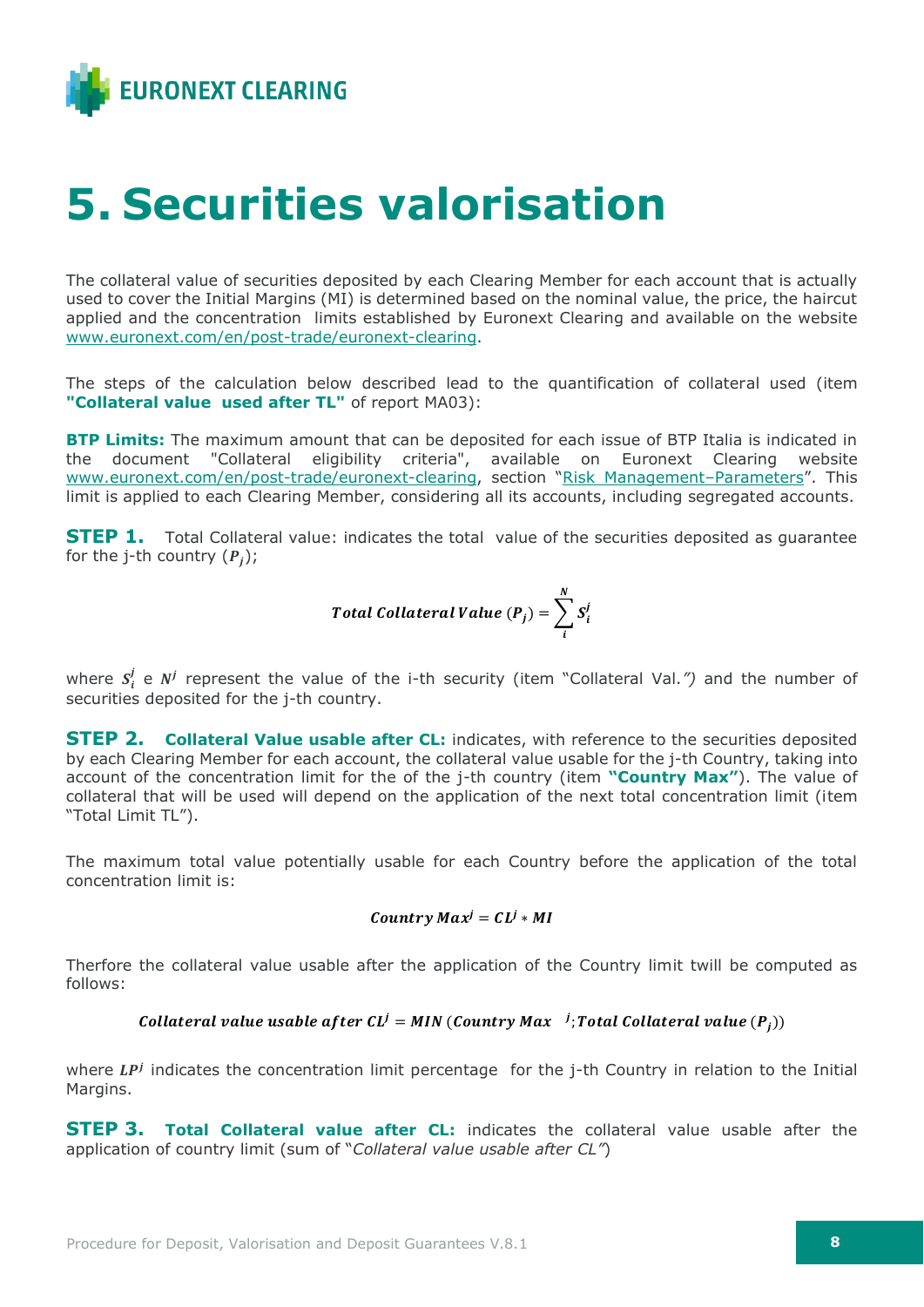# 5. Securities valorisation

The collateral value of securities deposited by each Clearing Member for each account that is actually used to cover the Initial Margins (MI) is determined based on the nominal value, the price, the haircut applied and the concentration limits established by Euronext Clearing and available on the website www.euronext.com/en/post-trade/euronext-clearing.

The steps of the calculation below described lead to the quantification of collateral used (item **"Collateral value used after TL"** of report MA03):

**BTP Limits:** The maximum amount that can be deposited for each issue of BTP Italia is indicated in the document "Collateral eligibility criteria", available on Euronext Clearing website www.euronext.com/en/post-trade/euronext-clearing, section "Risk Management–Parameters". This limit is applied to each Clearing Member, considering all its accounts, including segregated accounts.

**STEP 1.** Total Collateral value: indicates the total value of the securities deposited as guarantee for the j-th country ($P_j$);

$$\textit{Total Collateral Value}\ (P_j) = \sum_{i}^{N} S_i^j$$

where $S_i^j$ e $N^j$ represent the value of the i-th security (item "Collateral Val.*")* and the number of securities deposited for the j-th country.

**STEP 2. Collateral Value usable after CL:** indicates, with reference to the securities deposited by each Clearing Member for each account, the collateral value usable for the j-th Country, taking into account of the concentration limit for the of the j-th country (item **"Country Max"**). The value of collateral that will be used will depend on the application of the next total concentration limit (item "Total Limit TL").

The maximum total value potentially usable for each Country before the application of the total concentration limit is:

$$\textit{Country Max}^j = CL^j * MI$$

Therfore the collateral value usable after the application of the Country limit twill be computed as follows:

$$\textit{Collateral value usable after } CL^j = MIN\ (\textit{Country Max}^j; \textit{Total Collateral value}\ (P_j))$$

where $LP^j$ indicates the concentration limit percentage for the j-th Country in relation to the Initial Margins.

**STEP 3. Total Collateral value after CL:** indicates the collateral value usable after the application of country limit (sum of "*Collateral value usable after CL"*)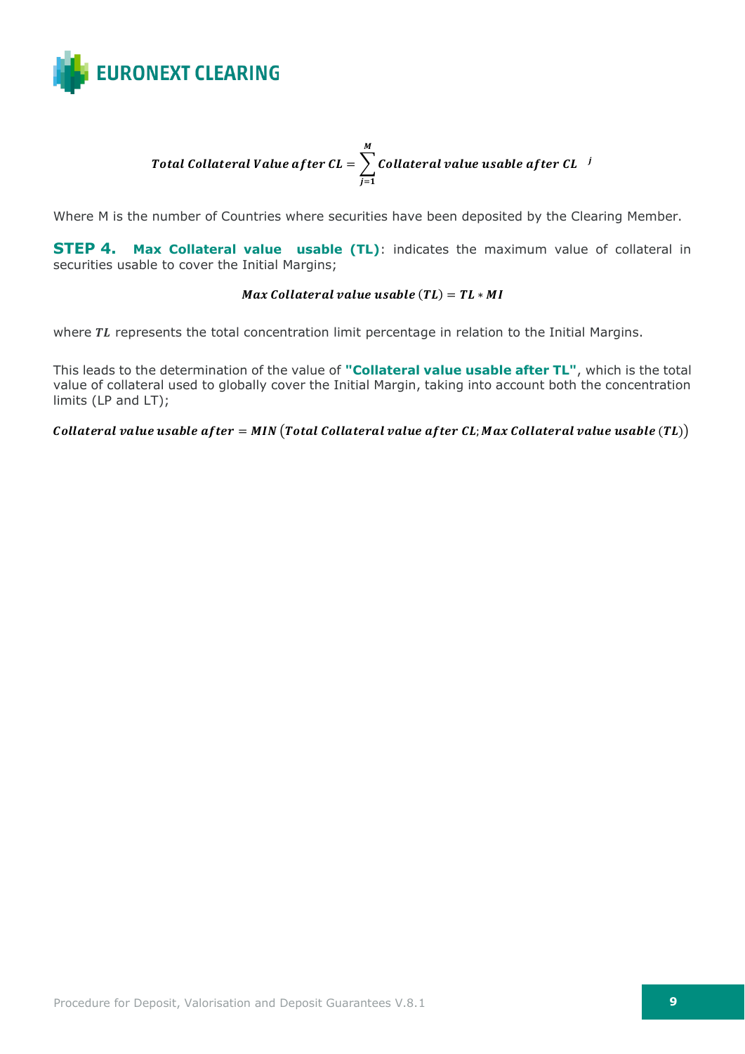$$Total\ Collateral\ Value\ after\ CL = \sum_{j=1}^{M} Collateral\ value\ usable\ after\ CL^{\ \ j}$$

Where M is the number of Countries where securities have been deposited by the Clearing Member.

**STEP 4. Max Collateral value usable (TL)**: indicates the maximum value of collateral in securities usable to cover the Initial Margins;

$$Max\ Collateral\ value\ usable\ (TL) = TL * MI$$

where $TL$ represents the total concentration limit percentage in relation to the Initial Margins.

This leads to the determination of the value of **"Collateral value usable after TL"**, which is the total value of collateral used to globally cover the Initial Margin, taking into account both the concentration limits (LP and LT);

$$Collateral\ value\ usable\ after = MIN\ (Total\ Collateral\ value\ after\ CL; Max\ Collateral\ value\ usable\ (TL))$$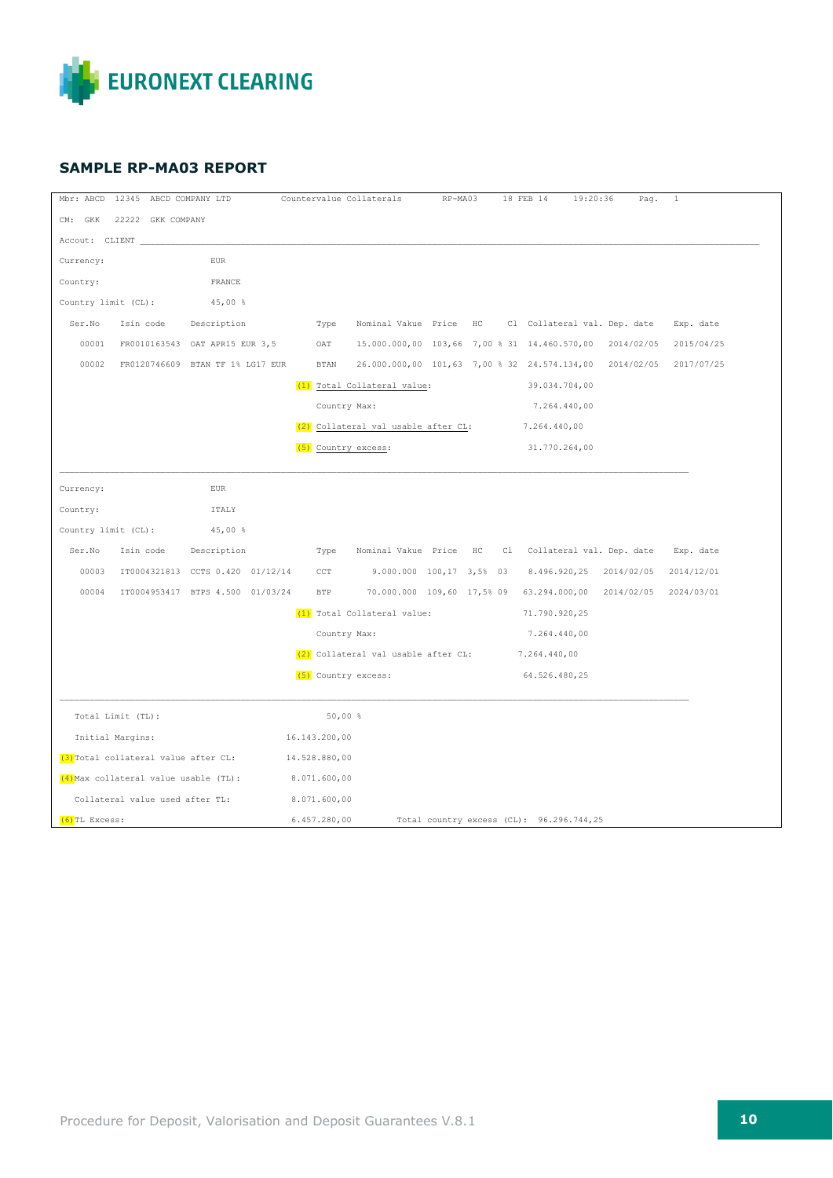## SAMPLE RP-MA03 REPORT

```
Mbr: ABCD  12345  ABCD COMPANY LTD          Countervalue Collaterals        RP-MA03      18 FEB 14      19:20:36      Pag.   1

CM:  GKK   22222  GKK COMPANY

Accout:  CLIENT ________________________________________________________________________________________________________

Currency:                    EUR

Country:                     FRANCE

Country limit (CL):          45,00 %

  Ser.No    Isin code     Description              Type     Nominal Vakue  Price   HC     Cl  Collateral val. Dep. date    Exp. date

    00001   FR0010163543  OAT APR15 EUR 3,5        OAT      15.000.000,00  103,66  7,00 % 31  14.460.570,00   2014/02/05   2015/04/25

    00002   FR0120746609  BTAN TF 1% LG17 EUR      BTAN     26.000.000,00  101,63  7,00 % 32  24.574.134,00   2014/02/05   2017/07/25

                                               (1) Total Collateral value:                    39.034.704,00

                                                   Country Max:                                7.264.440,00

                                               (2) Collateral val usable after CL:           7.264.440,00

                                               (5) Country excess:                            31.770.264,00

____________________________________________________________________________________________________________

Currency:                    EUR

Country:                     ITALY

Country limit (CL):          45,00 %

  Ser.No    Isin code     Description              Type     Nominal Vakue  Price   HC     Cl  Collateral val. Dep. date    Exp. date

    00003   IT0004321813  CCTS 0.420  01/12/14     CCT         9.000.000  100,17  3,5%  03   8.496.920,25   2014/02/05   2014/12/01

    00004   IT0004953417  BTPS 4.500  01/03/24     BTP        70.000.000  109,60  17,5% 09   63.294.000,00  2014/02/05   2024/03/01

                                               (1) Total Collateral value:                   71.790.920,25

                                                   Country Max:                               7.264.440,00

                                               (2) Collateral val usable after CL:          7.264.440,00

                                               (5) Country excess:                           64.526.480,25

____________________________________________________________________________________________________________

   Total Limit (TL):                         50,00 %

   Initial Margins:                   16.143.200,00

(3)Total collateral value after CL:   14.528.880,00

(4)Max collateral value usable (TL):   8.071.600,00

   Collateral value used after TL:     8.071.600,00

(6)TL Excess:                          6.457.280,00       Total country excess (CL):  96.296.744,25
```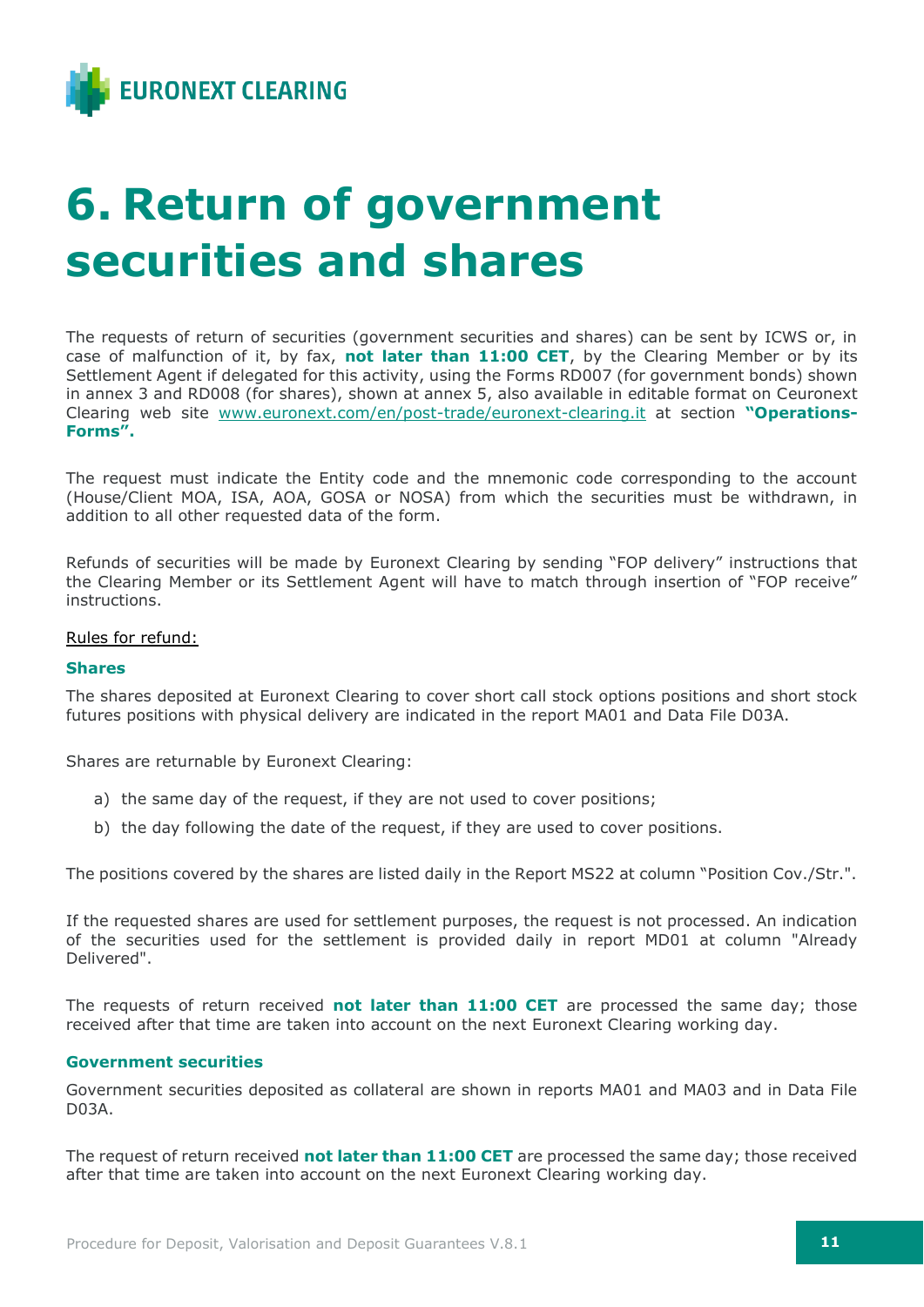# 6. Return of government securities and shares

The requests of return of securities (government securities and shares) can be sent by ICWS or, in case of malfunction of it, by fax, **not later than 11:00 CET**, by the Clearing Member or by its Settlement Agent if delegated for this activity, using the Forms RD007 (for government bonds) shown in annex 3 and RD008 (for shares), shown at annex 5, also available in editable format on Ceuronext Clearing web site www.euronext.com/en/post-trade/euronext-clearing.it at section **"Operations-Forms".**

The request must indicate the Entity code and the mnemonic code corresponding to the account (House/Client MOA, ISA, AOA, GOSA or NOSA) from which the securities must be withdrawn, in addition to all other requested data of the form.

Refunds of securities will be made by Euronext Clearing by sending "FOP delivery" instructions that the Clearing Member or its Settlement Agent will have to match through insertion of "FOP receive" instructions.

Rules for refund:

### Shares

The shares deposited at Euronext Clearing to cover short call stock options positions and short stock futures positions with physical delivery are indicated in the report MA01 and Data File D03A.

Shares are returnable by Euronext Clearing:

a) the same day of the request, if they are not used to cover positions;
b) the day following the date of the request, if they are used to cover positions.

The positions covered by the shares are listed daily in the Report MS22 at column "Position Cov./Str.".

If the requested shares are used for settlement purposes, the request is not processed. An indication of the securities used for the settlement is provided daily in report MD01 at column "Already Delivered".

The requests of return received **not later than 11:00 CET** are processed the same day; those received after that time are taken into account on the next Euronext Clearing working day.

### Government securities

Government securities deposited as collateral are shown in reports MA01 and MA03 and in Data File D03A.

The request of return received **not later than 11:00 CET** are processed the same day; those received after that time are taken into account on the next Euronext Clearing working day.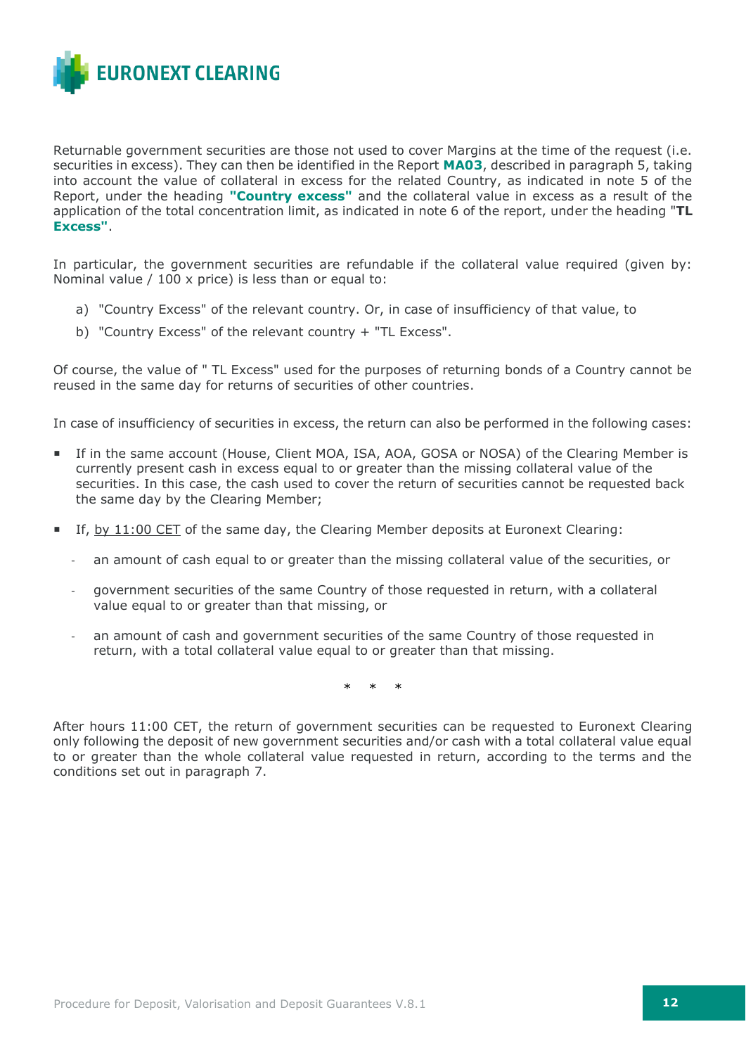Returnable government securities are those not used to cover Margins at the time of the request (i.e. securities in excess). They can then be identified in the Report **MA03**, described in paragraph 5, taking into account the value of collateral in excess for the related Country, as indicated in note 5 of the Report, under the heading **"Country excess"** and the collateral value in excess as a result of the application of the total concentration limit, as indicated in note 6 of the report, under the heading "**TL Excess"**.

In particular, the government securities are refundable if the collateral value required (given by: Nominal value / 100 x price) is less than or equal to:

a) "Country Excess" of the relevant country. Or, in case of insufficiency of that value, to
b) "Country Excess" of the relevant country + "TL Excess".

Of course, the value of " TL Excess" used for the purposes of returning bonds of a Country cannot be reused in the same day for returns of securities of other countries.

In case of insufficiency of securities in excess, the return can also be performed in the following cases:

- If in the same account (House, Client MOA, ISA, AOA, GOSA or NOSA) of the Clearing Member is currently present cash in excess equal to or greater than the missing collateral value of the securities. In this case, the cash used to cover the return of securities cannot be requested back the same day by the Clearing Member;
- If, by 11:00 CET of the same day, the Clearing Member deposits at Euronext Clearing:
  - an amount of cash equal to or greater than the missing collateral value of the securities, or
  - government securities of the same Country of those requested in return, with a collateral value equal to or greater than that missing, or
  - an amount of cash and government securities of the same Country of those requested in return, with a total collateral value equal to or greater than that missing.

\* \* \*

After hours 11:00 CET, the return of government securities can be requested to Euronext Clearing only following the deposit of new government securities and/or cash with a total collateral value equal to or greater than the whole collateral value requested in return, according to the terms and the conditions set out in paragraph 7.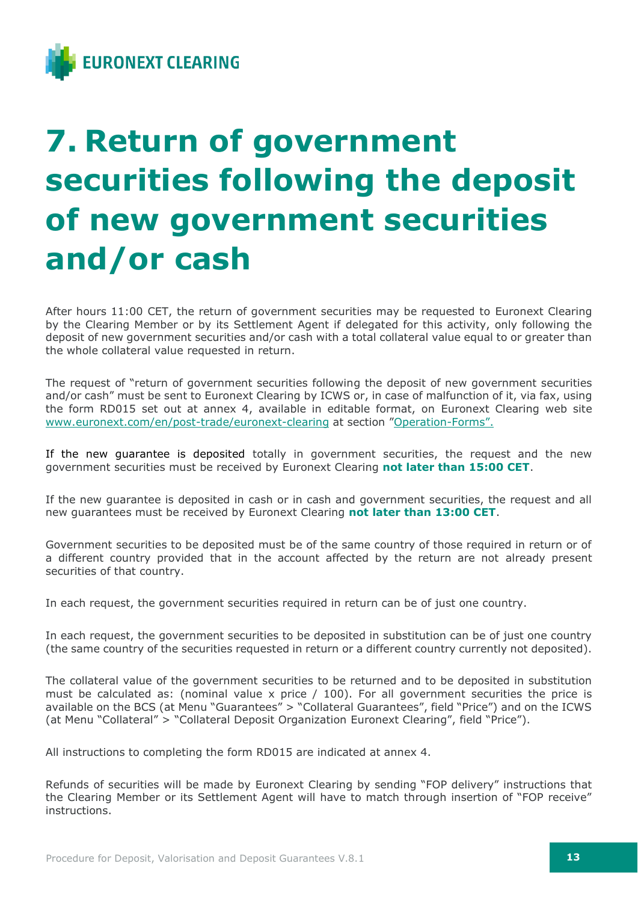# 7. Return of government securities following the deposit of new government securities and/or cash

After hours 11:00 CET, the return of government securities may be requested to Euronext Clearing by the Clearing Member or by its Settlement Agent if delegated for this activity, only following the deposit of new government securities and/or cash with a total collateral value equal to or greater than the whole collateral value requested in return.

The request of "return of government securities following the deposit of new government securities and/or cash" must be sent to Euronext Clearing by ICWS or, in case of malfunction of it, via fax, using the form RD015 set out at annex 4, available in editable format, on Euronext Clearing web site www.euronext.com/en/post-trade/euronext-clearing at section "Operation-Forms".

If the new guarantee is deposited totally in government securities, the request and the new government securities must be received by Euronext Clearing **not later than 15:00 CET**.

If the new guarantee is deposited in cash or in cash and government securities, the request and all new guarantees must be received by Euronext Clearing **not later than 13:00 CET**.

Government securities to be deposited must be of the same country of those required in return or of a different country provided that in the account affected by the return are not already present securities of that country.

In each request, the government securities required in return can be of just one country.

In each request, the government securities to be deposited in substitution can be of just one country (the same country of the securities requested in return or a different country currently not deposited).

The collateral value of the government securities to be returned and to be deposited in substitution must be calculated as: (nominal value x price / 100). For all government securities the price is available on the BCS (at Menu "Guarantees" > "Collateral Guarantees", field "Price") and on the ICWS (at Menu "Collateral" > "Collateral Deposit Organization Euronext Clearing", field "Price").

All instructions to completing the form RD015 are indicated at annex 4.

Refunds of securities will be made by Euronext Clearing by sending "FOP delivery" instructions that the Clearing Member or its Settlement Agent will have to match through insertion of "FOP receive" instructions.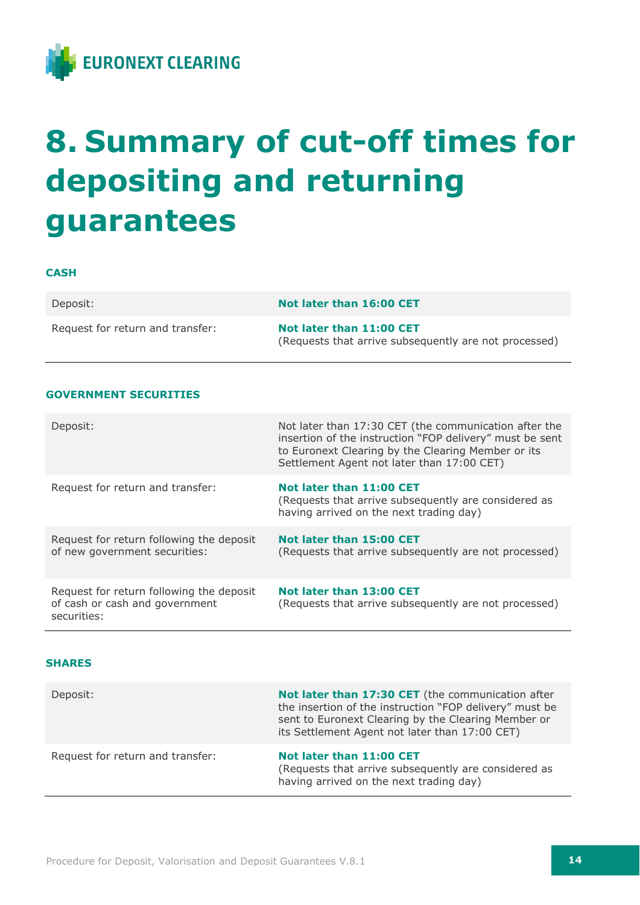# 8. Summary of cut-off times for depositing and returning guarantees

**CASH**

| | |
|---|---|
| Deposit: | **Not later than 16:00 CET** |
| Request for return and transfer: | **Not later than 11:00 CET** (Requests that arrive subsequently are not processed) |

**GOVERNMENT SECURITIES**

| | |
|---|---|
| Deposit: | Not later than 17:30 CET (the communication after the insertion of the instruction "FOP delivery" must be sent to Euronext Clearing by the Clearing Member or its Settlement Agent not later than 17:00 CET) |
| Request for return and transfer: | **Not later than 11:00 CET** (Requests that arrive subsequently are considered as having arrived on the next trading day) |
| Request for return following the deposit of new government securities: | **Not later than 15:00 CET** (Requests that arrive subsequently are not processed) |
| Request for return following the deposit of cash or cash and government securities: | **Not later than 13:00 CET** (Requests that arrive subsequently are not processed) |

**SHARES**

| | |
|---|---|
| Deposit: | **Not later than 17:30 CET** (the communication after the insertion of the instruction "FOP delivery" must be sent to Euronext Clearing by the Clearing Member or its Settlement Agent not later than 17:00 CET) |
| Request for return and transfer: | **Not later than 11:00 CET** (Requests that arrive subsequently are considered as having arrived on the next trading day) |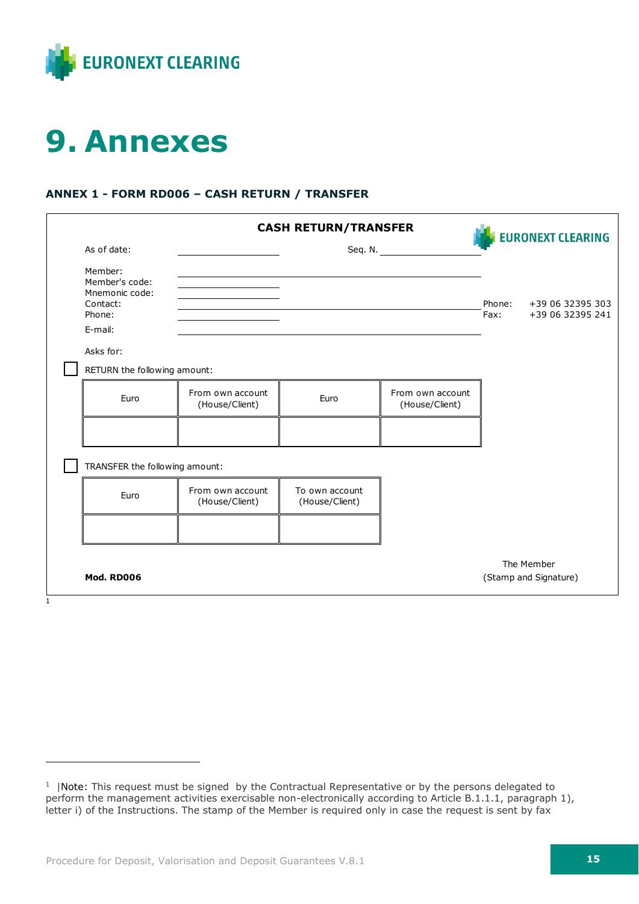# 9. Annexes

### ANNEX 1 - FORM RD006 – CASH RETURN / TRANSFER

**CASH RETURN/TRANSFER**

EURONEXT CLEARING

As of date: ____________ Seq. N. ____________

Member: ____________
Member's code: ____________
Mnemonic code: ____________
Contact: ____________
Phone: ____________
E-mail: ____________

Phone: +39 06 32395 303
Fax: +39 06 32395 241

Asks for:

☐ RETURN the following amount:

| Euro | From own account (House/Client) | Euro | From own account (House/Client) |
|---|---|---|---|
| | | | |

☐ TRANSFER the following amount:

| Euro | From own account (House/Client) | To own account (House/Client) |
|---|---|---|
| | | |

**Mod. RD006**

The Member
(Stamp and Signature)

[1]

---

[1] |Note: This request must be signed by the Contractual Representative or by the persons delegated to perform the management activities exercisable non-electronically according to Article B.1.1.1, paragraph 1), letter i) of the Instructions. The stamp of the Member is required only in case the request is sent by fax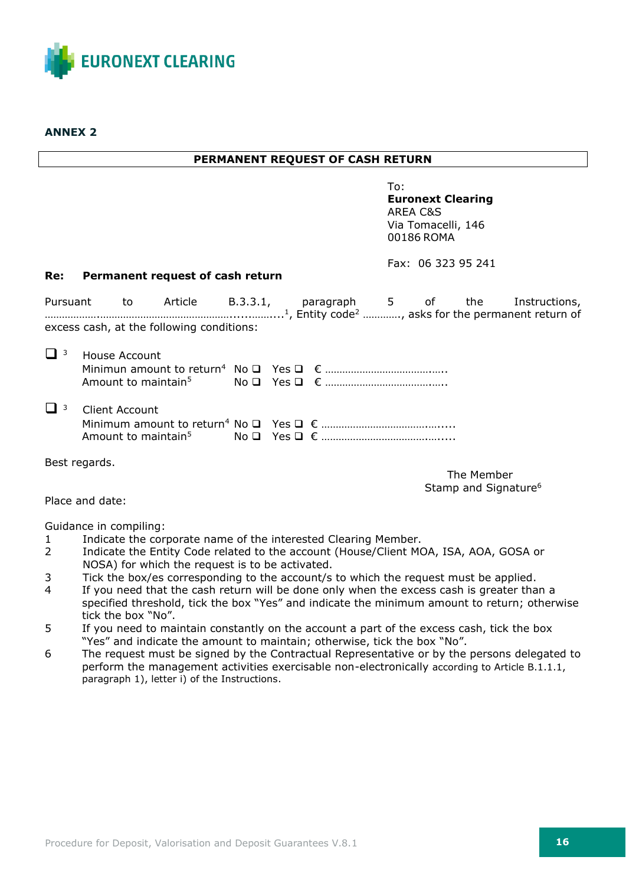EURONEXT CLEARING

**ANNEX 2**

**PERMANENT REQUEST OF CASH RETURN**

To:
**Euronext Clearing**
AREA C&S
Via Tomacelli, 146
00186 ROMA

Fax: 06 323 95 241

**Re: Permanent request of cash return**

Pursuant to Article B.3.3.1, paragraph 5 of the Instructions, ……………..…………………………………….....……...[1], Entity code[2] …………, asks for the permanent return of excess cash, at the following conditions:

❑ [3] House Account
Minimun amount to return[4] No ❑ Yes ❑ € ………………………………..…..
Amount to maintain[5] No ❑ Yes ❑ € ………………………………..…..

❑ [3] Client Account
Minimum amount to return[4] No ❑ Yes ❑ € ……………………………….…......
Amount to maintain[5] No ❑ Yes ❑ € ……………………………….…......

Best regards.

The Member
Stamp and Signature[6]

Place and date:

Guidance in compiling:

1. Indicate the corporate name of the interested Clearing Member.
2. Indicate the Entity Code related to the account (House/Client MOA, ISA, AOA, GOSA or NOSA) for which the request is to be activated.
3. Tick the box/es corresponding to the account/s to which the request must be applied.
4. If you need that the cash return will be done only when the excess cash is greater than a specified threshold, tick the box "Yes" and indicate the minimum amount to return; otherwise tick the box "No".
5. If you need to maintain constantly on the account a part of the excess cash, tick the box "Yes" and indicate the amount to maintain; otherwise, tick the box "No".
6. The request must be signed by the Contractual Representative or by the persons delegated to perform the management activities exercisable non-electronically according to Article B.1.1.1, paragraph 1), letter i) of the Instructions.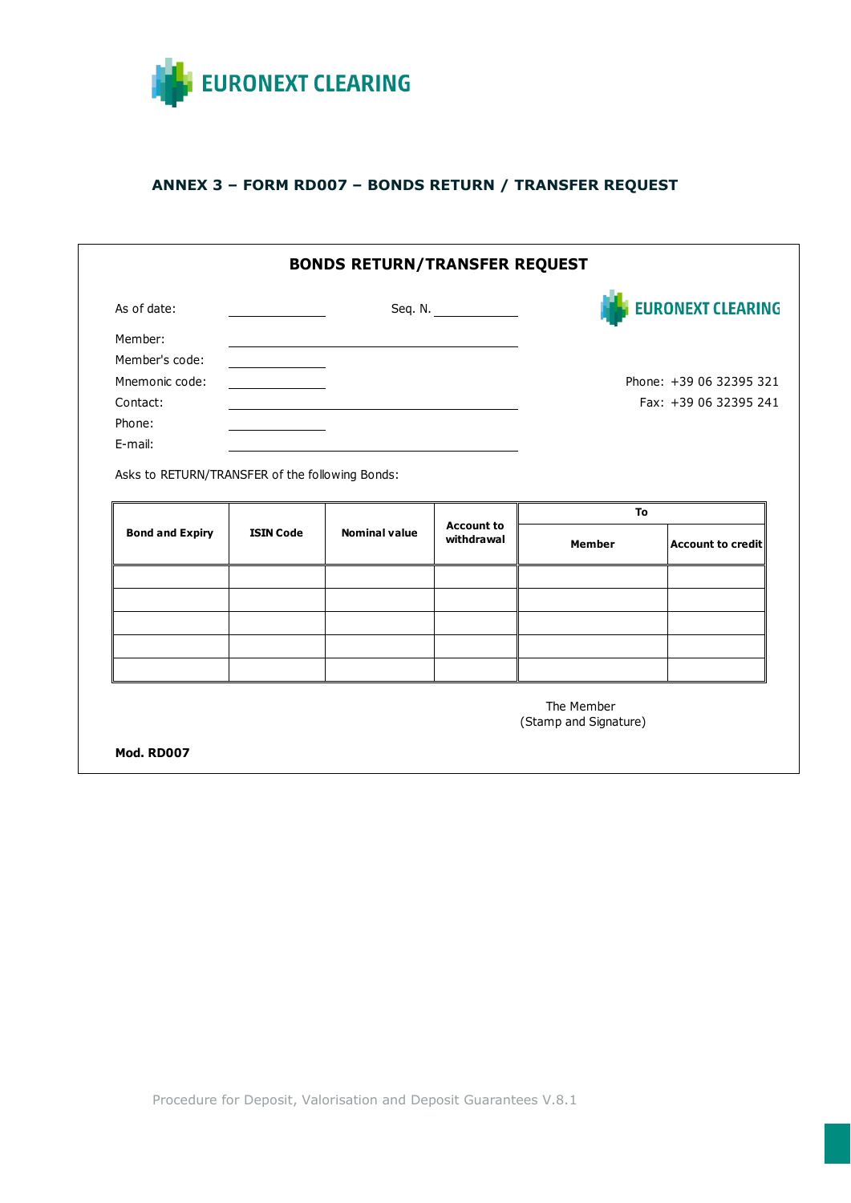EURONEXT CLEARING

## ANNEX 3 – FORM RD007 – BONDS RETURN / TRANSFER REQUEST

### BONDS RETURN/TRANSFER REQUEST

As of date: ____________ Seq. N. ____________

EURONEXT CLEARING

Member: ______________________________

Member's code: ____________

Mnemonic code: ____________

Contact: ______________________________

Phone: ____________

E-mail: ______________________________

Phone: +39 06 32395 321

Fax: +39 06 32395 241

Asks to RETURN/TRANSFER of the following Bonds:

| Bond and Expiry | ISIN Code | Nominal value | Account to withdrawal | To | |
|---|---|---|---|---|---|
| | | | | Member | Account to credit |
| | | | | | |
| | | | | | |
| | | | | | |
| | | | | | |
| | | | | | |

The Member
(Stamp and Signature)

**Mod. RD007**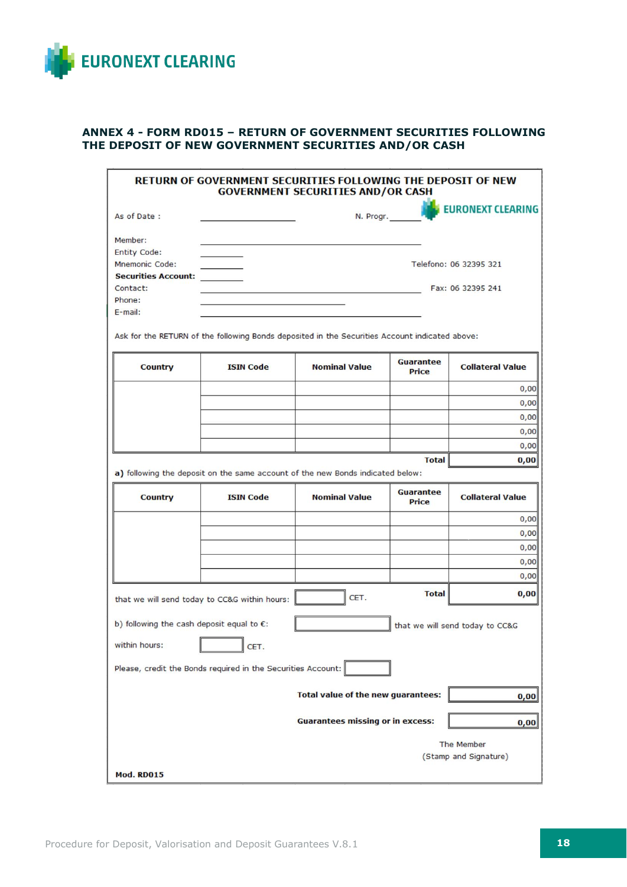## ANNEX 4 - FORM RD015 – RETURN OF GOVERNMENT SECURITIES FOLLOWING THE DEPOSIT OF NEW GOVERNMENT SECURITIES AND/OR CASH

**RETURN OF GOVERNMENT SECURITIES FOLLOWING THE DEPOSIT OF NEW GOVERNMENT SECURITIES AND/OR CASH**

EURONEXT CLEARING

As of Date : ____________________ N. Progr. ________

Member: ____________________

Entity Code: ________

Mnemonic Code: ________ Telefono: 06 32395 321

**Securities Account:** ________

Contact: ____________________ Fax: 06 32395 241

Phone: ____________________

E-mail: ____________________

Ask for the RETURN of the following Bonds deposited in the Securities Account indicated above:

| Country | ISIN Code | Nominal Value | Guarantee Price | Collateral Value |
|---|---|---|---|---|
| | | | | 0,00 |
| | | | | 0,00 |
| | | | | 0,00 |
| | | | | 0,00 |
| | | | | 0,00 |
| | | | **Total** | **0,00** |

**a)** following the deposit on the same account of the new Bonds indicated below:

| Country | ISIN Code | Nominal Value | Guarantee Price | Collateral Value |
|---|---|---|---|---|
| | | | | 0,00 |
| | | | | 0,00 |
| | | | | 0,00 |
| | | | | 0,00 |
| | | | | 0,00 |
| | | | **Total** | **0,00** |

that we will send today to CC&G within hours: ________ CET.

b) following the cash deposit equal to €: ________ that we will send today to CC&G

within hours: ________ CET.

Please, credit the Bonds required in the Securities Account: ________

**Total value of the new guarantees:** 0,00

**Guarantees missing or in excess:** 0,00

The Member
(Stamp and Signature)

**Mod. RD015**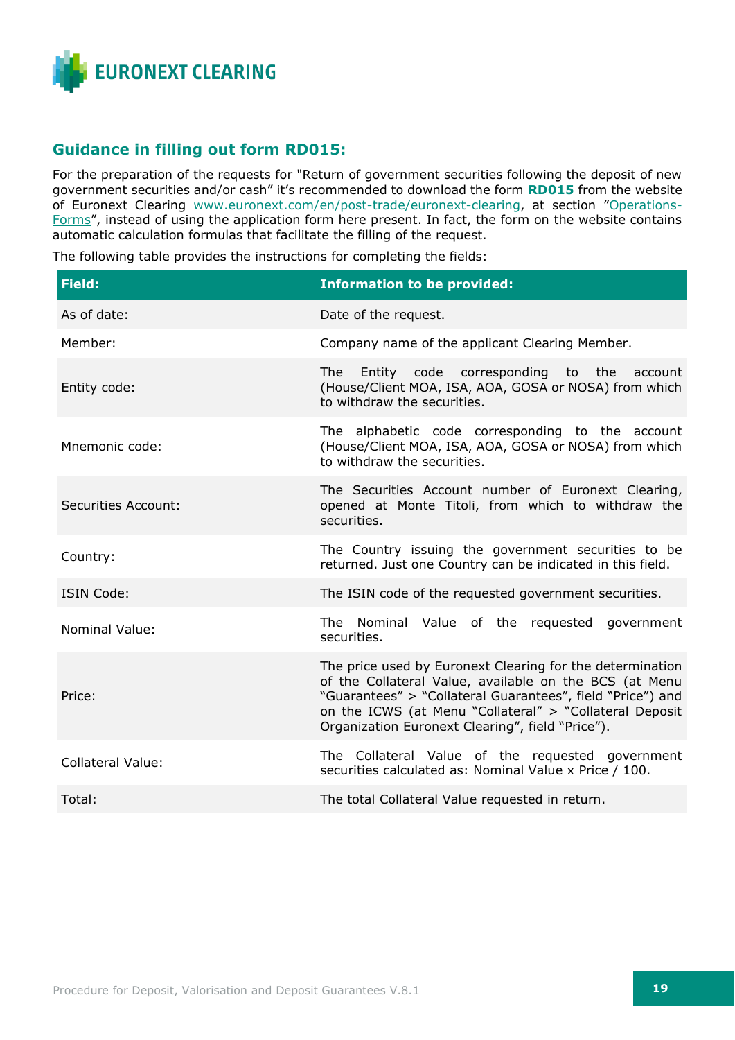## Guidance in filling out form RD015:

For the preparation of the requests for "Return of government securities following the deposit of new government securities and/or cash" it's recommended to download the form **RD015** from the website of Euronext Clearing [www.euronext.com/en/post-trade/euronext-clearing](www.euronext.com/en/post-trade/euronext-clearing), at section "Operations-Forms", instead of using the application form here present. In fact, the form on the website contains automatic calculation formulas that facilitate the filling of the request.

The following table provides the instructions for completing the fields:

| Field: | Information to be provided: |
|---|---|
| As of date: | Date of the request. |
| Member: | Company name of the applicant Clearing Member. |
| Entity code: | The Entity code corresponding to the account (House/Client MOA, ISA, AOA, GOSA or NOSA) from which to withdraw the securities. |
| Mnemonic code: | The alphabetic code corresponding to the account (House/Client MOA, ISA, AOA, GOSA or NOSA) from which to withdraw the securities. |
| Securities Account: | The Securities Account number of Euronext Clearing, opened at Monte Titoli, from which to withdraw the securities. |
| Country: | The Country issuing the government securities to be returned. Just one Country can be indicated in this field. |
| ISIN Code: | The ISIN code of the requested government securities. |
| Nominal Value: | The Nominal Value of the requested government securities. |
| Price: | The price used by Euronext Clearing for the determination of the Collateral Value, available on the BCS (at Menu "Guarantees" > "Collateral Guarantees", field "Price") and on the ICWS (at Menu "Collateral" > "Collateral Deposit Organization Euronext Clearing", field "Price"). |
| Collateral Value: | The Collateral Value of the requested government securities calculated as: Nominal Value x Price / 100. |
| Total: | The total Collateral Value requested in return. |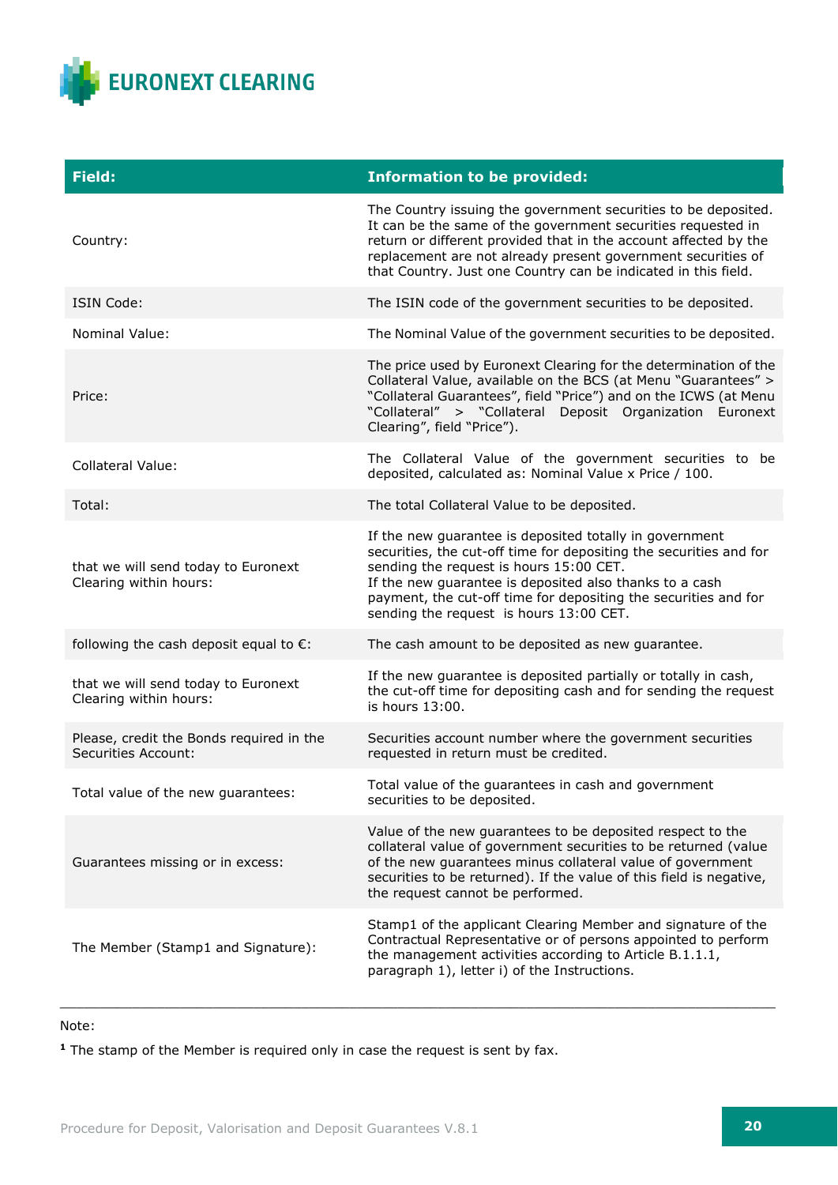| Field: | Information to be provided: |
|---|---|
| Country: | The Country issuing the government securities to be deposited. It can be the same of the government securities requested in return or different provided that in the account affected by the replacement are not already present government securities of that Country. Just one Country can be indicated in this field. |
| ISIN Code: | The ISIN code of the government securities to be deposited. |
| Nominal Value: | The Nominal Value of the government securities to be deposited. |
| Price: | The price used by Euronext Clearing for the determination of the Collateral Value, available on the BCS (at Menu "Guarantees" > "Collateral Guarantees", field "Price") and on the ICWS (at Menu "Collateral" > "Collateral Deposit Organization Euronext Clearing", field "Price"). |
| Collateral Value: | The Collateral Value of the government securities to be deposited, calculated as: Nominal Value x Price / 100. |
| Total: | The total Collateral Value to be deposited. |
| that we will send today to Euronext Clearing within hours: | If the new guarantee is deposited totally in government securities, the cut-off time for depositing the securities and for sending the request is hours 15:00 CET.<br>If the new guarantee is deposited also thanks to a cash payment, the cut-off time for depositing the securities and for sending the request is hours 13:00 CET. |
| following the cash deposit equal to €: | The cash amount to be deposited as new guarantee. |
| that we will send today to Euronext Clearing within hours: | If the new guarantee is deposited partially or totally in cash, the cut-off time for depositing cash and for sending the request is hours 13:00. |
| Please, credit the Bonds required in the Securities Account: | Securities account number where the government securities requested in return must be credited. |
| Total value of the new guarantees: | Total value of the guarantees in cash and government securities to be deposited. |
| Guarantees missing or in excess: | Value of the new guarantees to be deposited respect to the collateral value of government securities to be returned (value of the new guarantees minus collateral value of government securities to be returned). If the value of this field is negative, the request cannot be performed. |
| The Member (Stamp1 and Signature): | Stamp1 of the applicant Clearing Member and signature of the Contractual Representative or of persons appointed to perform the management activities according to Article B.1.1.1, paragraph 1), letter i) of the Instructions. |

Note:

[1] The stamp of the Member is required only in case the request is sent by fax.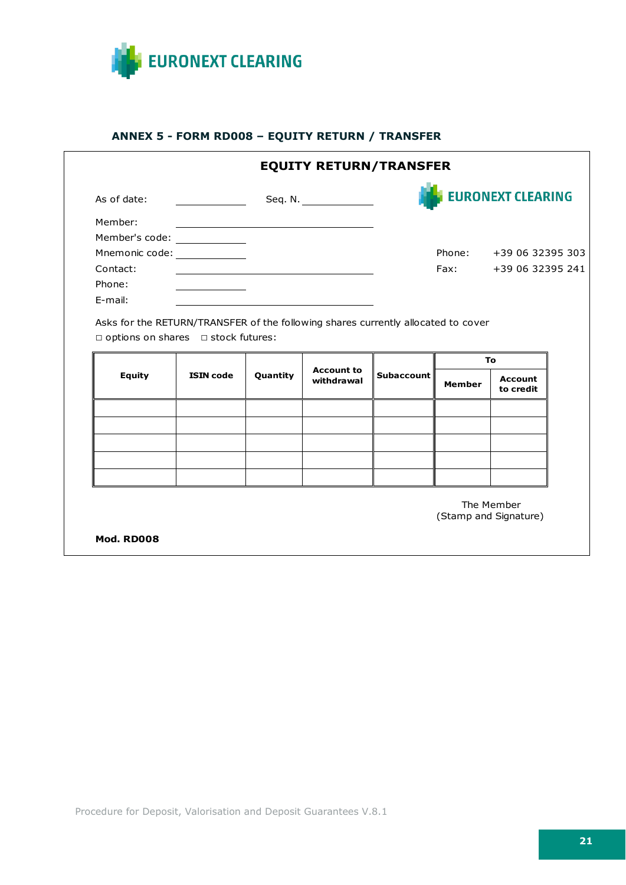EURONEXT CLEARING

## ANNEX 5 - FORM RD008 – EQUITY RETURN / TRANSFER

### EQUITY RETURN/TRANSFER

As of date: ____________ Seq. N. ____________

EURONEXT CLEARING

Member: ______________________________

Member's code: ____________

Mnemonic code: ____________

Contact: ______________________________

Phone: ____________

E-mail: ______________________________

Phone: +39 06 32395 303

Fax: +39 06 32395 241

Asks for the RETURN/TRANSFER of the following shares currently allocated to cover

□ options on shares □ stock futures:

| Equity | ISIN code | Quantity | Account to withdrawal | Subaccount | To | |
|---|---|---|---|---|---|---|
| | | | | | Member | Account to credit |
| | | | | | | |
| | | | | | | |
| | | | | | | |
| | | | | | | |
| | | | | | | |

The Member
(Stamp and Signature)

**Mod. RD008**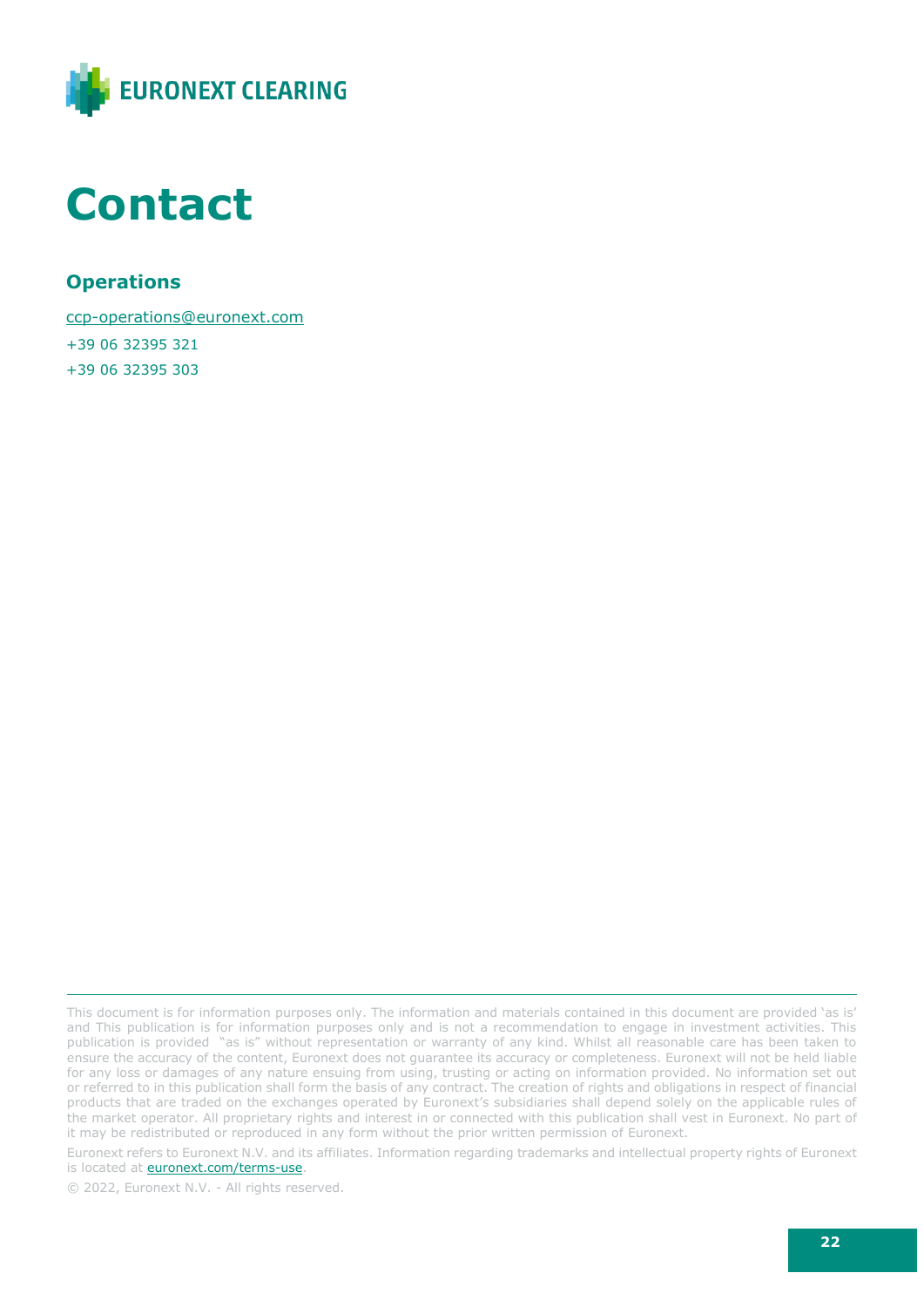# Contact

### Operations

ccp-operations@euronext.com

+39 06 32395 321

+39 06 32395 303

---

This document is for information purposes only. The information and materials contained in this document are provided 'as is' and This publication is for information purposes only and is not a recommendation to engage in investment activities. This publication is provided "as is" without representation or warranty of any kind. Whilst all reasonable care has been taken to ensure the accuracy of the content, Euronext does not guarantee its accuracy or completeness. Euronext will not be held liable for any loss or damages of any nature ensuing from using, trusting or acting on information provided. No information set out or referred to in this publication shall form the basis of any contract. The creation of rights and obligations in respect of financial products that are traded on the exchanges operated by Euronext's subsidiaries shall depend solely on the applicable rules of the market operator. All proprietary rights and interest in or connected with this publication shall vest in Euronext. No part of it may be redistributed or reproduced in any form without the prior written permission of Euronext.

Euronext refers to Euronext N.V. and its affiliates. Information regarding trademarks and intellectual property rights of Euronext is located at euronext.com/terms-use.

© 2022, Euronext N.V. - All rights reserved.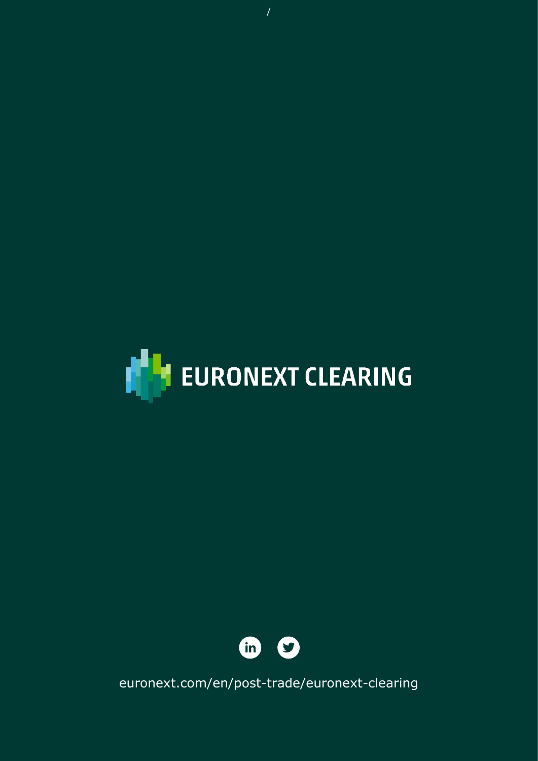EURONEXT CLEARING

euronext.com/en/post-trade/euronext-clearing